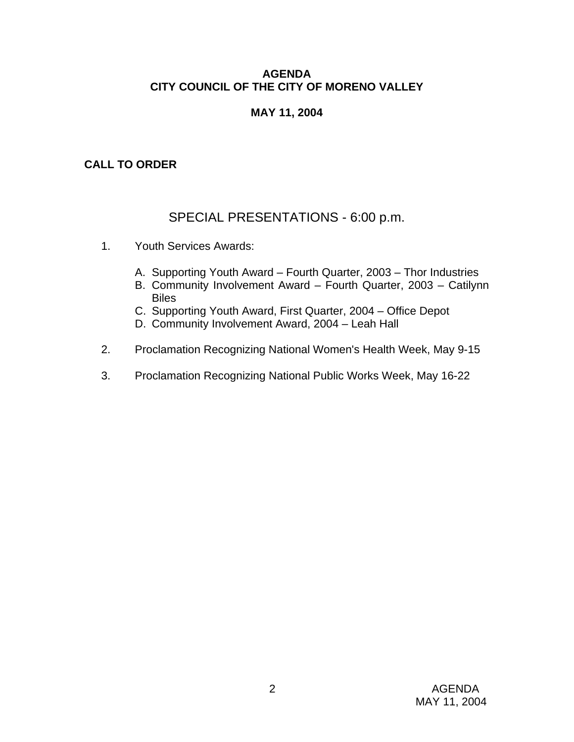# AGENDA
# CITY COUNCIL OF THE CITY OF MORENO VALLEY

## MAY 11, 2004

**CALL TO ORDER**

## SPECIAL PRESENTATIONS - 6:00 p.m.

1. Youth Services Awards:

   A. Supporting Youth Award – Fourth Quarter, 2003 – Thor Industries
   B. Community Involvement Award – Fourth Quarter, 2003 – Catilynn Biles
   C. Supporting Youth Award, First Quarter, 2004 – Office Depot
   D. Community Involvement Award, 2004 – Leah Hall

2. Proclamation Recognizing National Women's Health Week, May 9-15

3. Proclamation Recognizing National Public Works Week, May 16-22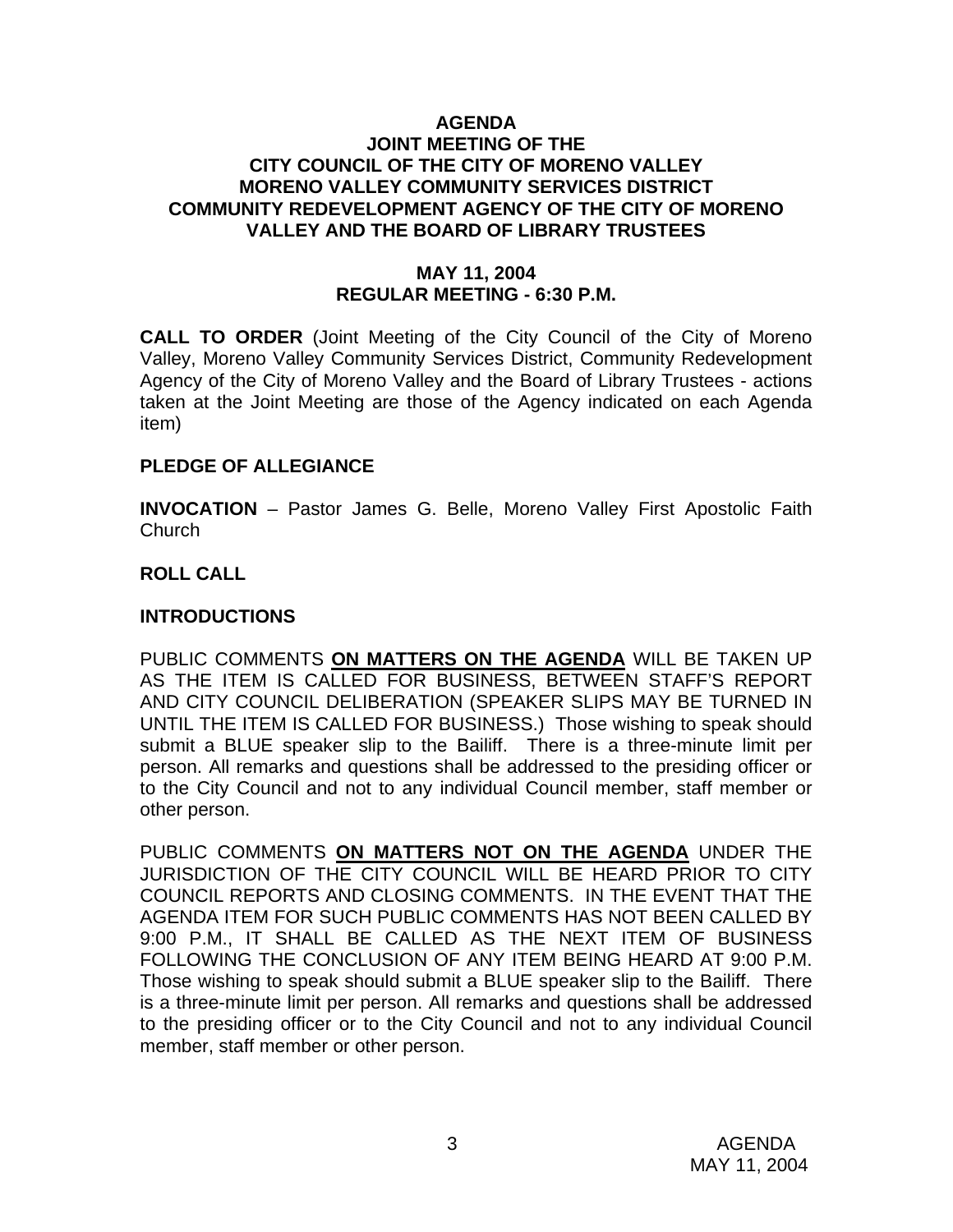# AGENDA
## JOINT MEETING OF THE CITY COUNCIL OF THE CITY OF MORENO VALLEY MORENO VALLEY COMMUNITY SERVICES DISTRICT COMMUNITY REDEVELOPMENT AGENCY OF THE CITY OF MORENO VALLEY AND THE BOARD OF LIBRARY TRUSTEES

### MAY 11, 2004
### REGULAR MEETING - 6:30 P.M.

**CALL TO ORDER** (Joint Meeting of the City Council of the City of Moreno Valley, Moreno Valley Community Services District, Community Redevelopment Agency of the City of Moreno Valley and the Board of Library Trustees - actions taken at the Joint Meeting are those of the Agency indicated on each Agenda item)

**PLEDGE OF ALLEGIANCE**

**INVOCATION** – Pastor James G. Belle, Moreno Valley First Apostolic Faith Church

**ROLL CALL**

**INTRODUCTIONS**

PUBLIC COMMENTS **ON MATTERS ON THE AGENDA** WILL BE TAKEN UP AS THE ITEM IS CALLED FOR BUSINESS, BETWEEN STAFF'S REPORT AND CITY COUNCIL DELIBERATION (SPEAKER SLIPS MAY BE TURNED IN UNTIL THE ITEM IS CALLED FOR BUSINESS.) Those wishing to speak should submit a BLUE speaker slip to the Bailiff. There is a three-minute limit per person. All remarks and questions shall be addressed to the presiding officer or to the City Council and not to any individual Council member, staff member or other person.

PUBLIC COMMENTS **ON MATTERS NOT ON THE AGENDA** UNDER THE JURISDICTION OF THE CITY COUNCIL WILL BE HEARD PRIOR TO CITY COUNCIL REPORTS AND CLOSING COMMENTS. IN THE EVENT THAT THE AGENDA ITEM FOR SUCH PUBLIC COMMENTS HAS NOT BEEN CALLED BY 9:00 P.M., IT SHALL BE CALLED AS THE NEXT ITEM OF BUSINESS FOLLOWING THE CONCLUSION OF ANY ITEM BEING HEARD AT 9:00 P.M. Those wishing to speak should submit a BLUE speaker slip to the Bailiff. There is a three-minute limit per person. All remarks and questions shall be addressed to the presiding officer or to the City Council and not to any individual Council member, staff member or other person.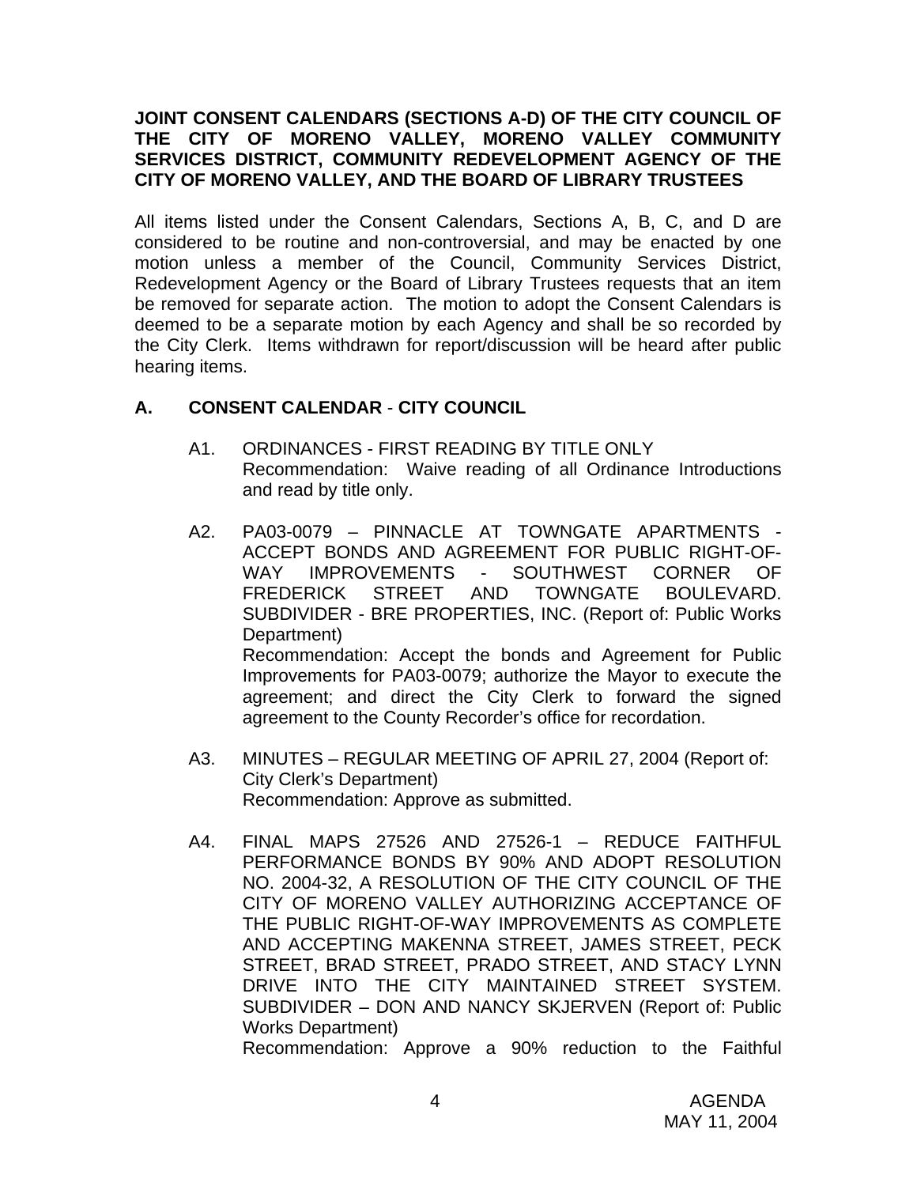**JOINT CONSENT CALENDARS (SECTIONS A-D) OF THE CITY COUNCIL OF THE CITY OF MORENO VALLEY, MORENO VALLEY COMMUNITY SERVICES DISTRICT, COMMUNITY REDEVELOPMENT AGENCY OF THE CITY OF MORENO VALLEY, AND THE BOARD OF LIBRARY TRUSTEES**

All items listed under the Consent Calendars, Sections A, B, C, and D are considered to be routine and non-controversial, and may be enacted by one motion unless a member of the Council, Community Services District, Redevelopment Agency or the Board of Library Trustees requests that an item be removed for separate action. The motion to adopt the Consent Calendars is deemed to be a separate motion by each Agency and shall be so recorded by the City Clerk. Items withdrawn for report/discussion will be heard after public hearing items.

## A. CONSENT CALENDAR - CITY COUNCIL

A1. ORDINANCES - FIRST READING BY TITLE ONLY
Recommendation: Waive reading of all Ordinance Introductions and read by title only.

A2. PA03-0079 – PINNACLE AT TOWNGATE APARTMENTS - ACCEPT BONDS AND AGREEMENT FOR PUBLIC RIGHT-OF-WAY IMPROVEMENTS - SOUTHWEST CORNER OF FREDERICK STREET AND TOWNGATE BOULEVARD. SUBDIVIDER - BRE PROPERTIES, INC. (Report of: Public Works Department)
Recommendation: Accept the bonds and Agreement for Public Improvements for PA03-0079; authorize the Mayor to execute the agreement; and direct the City Clerk to forward the signed agreement to the County Recorder's office for recordation.

A3. MINUTES – REGULAR MEETING OF APRIL 27, 2004 (Report of: City Clerk's Department)
Recommendation: Approve as submitted.

A4. FINAL MAPS 27526 AND 27526-1 – REDUCE FAITHFUL PERFORMANCE BONDS BY 90% AND ADOPT RESOLUTION NO. 2004-32, A RESOLUTION OF THE CITY COUNCIL OF THE CITY OF MORENO VALLEY AUTHORIZING ACCEPTANCE OF THE PUBLIC RIGHT-OF-WAY IMPROVEMENTS AS COMPLETE AND ACCEPTING MAKENNA STREET, JAMES STREET, PECK STREET, BRAD STREET, PRADO STREET, AND STACY LYNN DRIVE INTO THE CITY MAINTAINED STREET SYSTEM. SUBDIVIDER – DON AND NANCY SKJERVEN (Report of: Public Works Department)
Recommendation: Approve a 90% reduction to the Faithful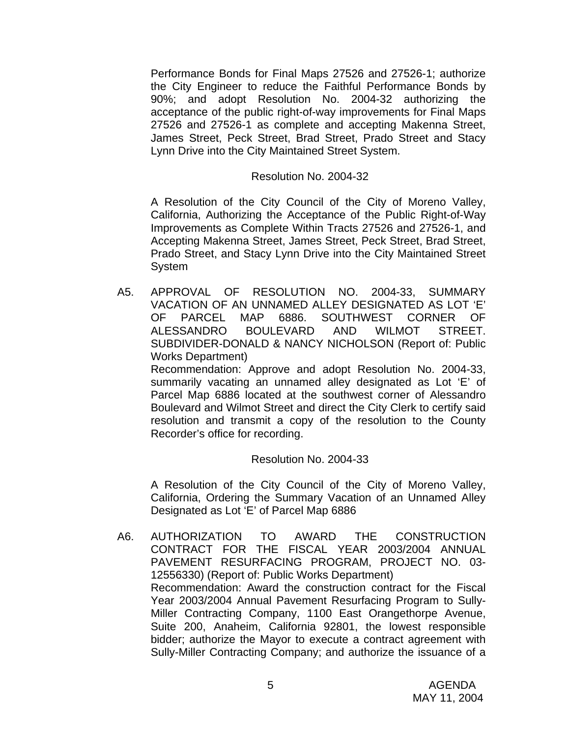Performance Bonds for Final Maps 27526 and 27526-1; authorize the City Engineer to reduce the Faithful Performance Bonds by 90%; and adopt Resolution No. 2004-32 authorizing the acceptance of the public right-of-way improvements for Final Maps 27526 and 27526-1 as complete and accepting Makenna Street, James Street, Peck Street, Brad Street, Prado Street and Stacy Lynn Drive into the City Maintained Street System.

Resolution No. 2004-32

A Resolution of the City Council of the City of Moreno Valley, California, Authorizing the Acceptance of the Public Right-of-Way Improvements as Complete Within Tracts 27526 and 27526-1, and Accepting Makenna Street, James Street, Peck Street, Brad Street, Prado Street, and Stacy Lynn Drive into the City Maintained Street System

A5. APPROVAL OF RESOLUTION NO. 2004-33, SUMMARY VACATION OF AN UNNAMED ALLEY DESIGNATED AS LOT 'E' OF PARCEL MAP 6886. SOUTHWEST CORNER OF ALESSANDRO BOULEVARD AND WILMOT STREET. SUBDIVIDER-DONALD & NANCY NICHOLSON (Report of: Public Works Department)
Recommendation: Approve and adopt Resolution No. 2004-33, summarily vacating an unnamed alley designated as Lot 'E' of Parcel Map 6886 located at the southwest corner of Alessandro Boulevard and Wilmot Street and direct the City Clerk to certify said resolution and transmit a copy of the resolution to the County Recorder's office for recording.

Resolution No. 2004-33

A Resolution of the City Council of the City of Moreno Valley, California, Ordering the Summary Vacation of an Unnamed Alley Designated as Lot 'E' of Parcel Map 6886

A6. AUTHORIZATION TO AWARD THE CONSTRUCTION CONTRACT FOR THE FISCAL YEAR 2003/2004 ANNUAL PAVEMENT RESURFACING PROGRAM, PROJECT NO. 03-12556330) (Report of: Public Works Department)
Recommendation: Award the construction contract for the Fiscal Year 2003/2004 Annual Pavement Resurfacing Program to Sully-Miller Contracting Company, 1100 East Orangethorpe Avenue, Suite 200, Anaheim, California 92801, the lowest responsible bidder; authorize the Mayor to execute a contract agreement with Sully-Miller Contracting Company; and authorize the issuance of a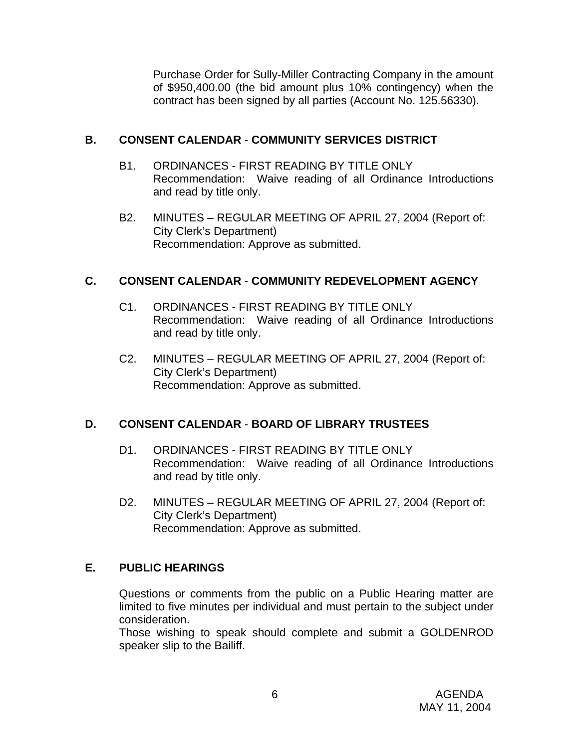Purchase Order for Sully-Miller Contracting Company in the amount of $950,400.00 (the bid amount plus 10% contingency) when the contract has been signed by all parties (Account No. 125.56330).

## B. CONSENT CALENDAR - COMMUNITY SERVICES DISTRICT

B1. ORDINANCES - FIRST READING BY TITLE ONLY
Recommendation: Waive reading of all Ordinance Introductions and read by title only.

B2. MINUTES – REGULAR MEETING OF APRIL 27, 2004 (Report of: City Clerk's Department)
Recommendation: Approve as submitted.

## C. CONSENT CALENDAR - COMMUNITY REDEVELOPMENT AGENCY

C1. ORDINANCES - FIRST READING BY TITLE ONLY
Recommendation: Waive reading of all Ordinance Introductions and read by title only.

C2. MINUTES – REGULAR MEETING OF APRIL 27, 2004 (Report of: City Clerk's Department)
Recommendation: Approve as submitted.

## D. CONSENT CALENDAR - BOARD OF LIBRARY TRUSTEES

D1. ORDINANCES - FIRST READING BY TITLE ONLY
Recommendation: Waive reading of all Ordinance Introductions and read by title only.

D2. MINUTES – REGULAR MEETING OF APRIL 27, 2004 (Report of: City Clerk's Department)
Recommendation: Approve as submitted.

## E. PUBLIC HEARINGS

Questions or comments from the public on a Public Hearing matter are limited to five minutes per individual and must pertain to the subject under consideration.
Those wishing to speak should complete and submit a GOLDENROD speaker slip to the Bailiff.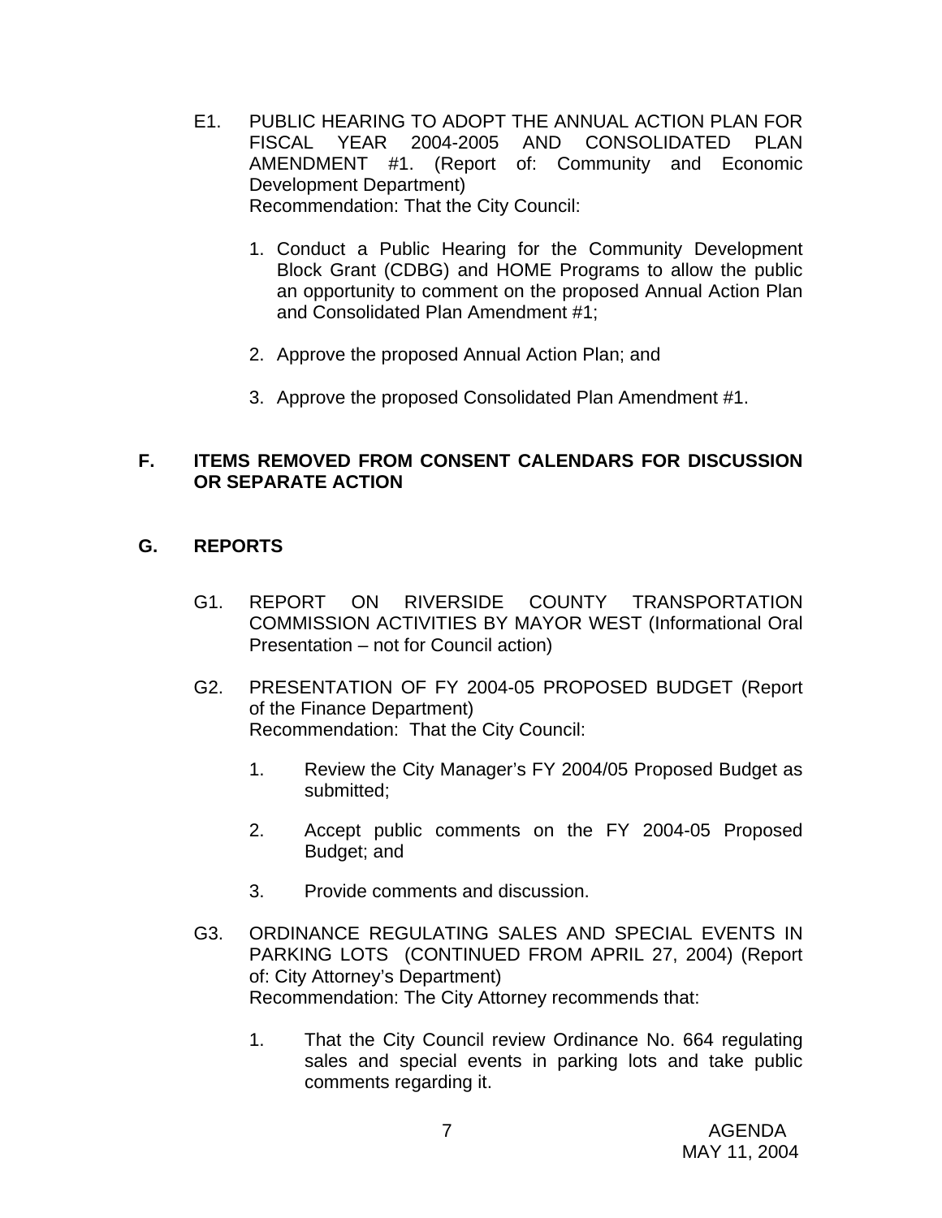E1. PUBLIC HEARING TO ADOPT THE ANNUAL ACTION PLAN FOR FISCAL YEAR 2004-2005 AND CONSOLIDATED PLAN AMENDMENT #1. (Report of: Community and Economic Development Department)
Recommendation: That the City Council:

1. Conduct a Public Hearing for the Community Development Block Grant (CDBG) and HOME Programs to allow the public an opportunity to comment on the proposed Annual Action Plan and Consolidated Plan Amendment #1;

2. Approve the proposed Annual Action Plan; and

3. Approve the proposed Consolidated Plan Amendment #1.

## F. ITEMS REMOVED FROM CONSENT CALENDARS FOR DISCUSSION OR SEPARATE ACTION

## G. REPORTS

G1. REPORT ON RIVERSIDE COUNTY TRANSPORTATION COMMISSION ACTIVITIES BY MAYOR WEST (Informational Oral Presentation – not for Council action)

G2. PRESENTATION OF FY 2004-05 PROPOSED BUDGET (Report of the Finance Department)
Recommendation: That the City Council:

1. Review the City Manager's FY 2004/05 Proposed Budget as submitted;

2. Accept public comments on the FY 2004-05 Proposed Budget; and

3. Provide comments and discussion.

G3. ORDINANCE REGULATING SALES AND SPECIAL EVENTS IN PARKING LOTS (CONTINUED FROM APRIL 27, 2004) (Report of: City Attorney's Department)
Recommendation: The City Attorney recommends that:

1. That the City Council review Ordinance No. 664 regulating sales and special events in parking lots and take public comments regarding it.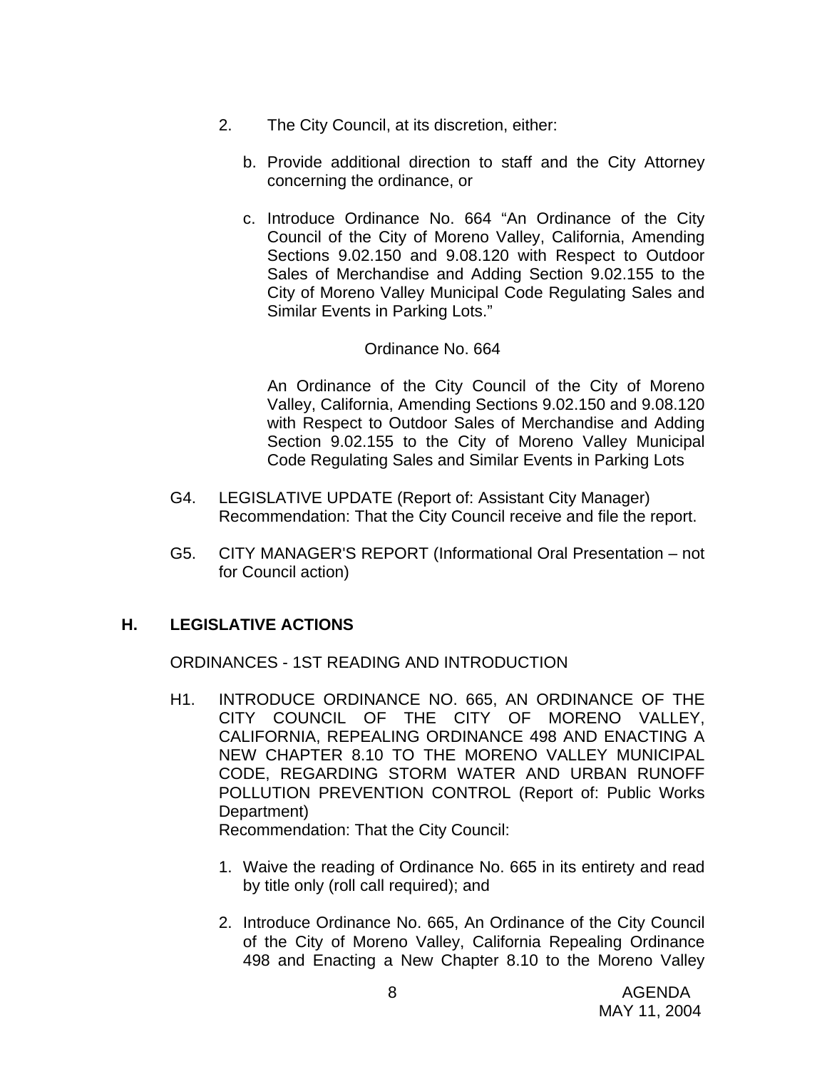2. The City Council, at its discretion, either:

   b. Provide additional direction to staff and the City Attorney concerning the ordinance, or

   c. Introduce Ordinance No. 664 "An Ordinance of the City Council of the City of Moreno Valley, California, Amending Sections 9.02.150 and 9.08.120 with Respect to Outdoor Sales of Merchandise and Adding Section 9.02.155 to the City of Moreno Valley Municipal Code Regulating Sales and Similar Events in Parking Lots."

   Ordinance No. 664

   An Ordinance of the City Council of the City of Moreno Valley, California, Amending Sections 9.02.150 and 9.08.120 with Respect to Outdoor Sales of Merchandise and Adding Section 9.02.155 to the City of Moreno Valley Municipal Code Regulating Sales and Similar Events in Parking Lots

G4. LEGISLATIVE UPDATE (Report of: Assistant City Manager)
Recommendation: That the City Council receive and file the report.

G5. CITY MANAGER'S REPORT (Informational Oral Presentation – not for Council action)

## H. LEGISLATIVE ACTIONS

ORDINANCES - 1ST READING AND INTRODUCTION

H1. INTRODUCE ORDINANCE NO. 665, AN ORDINANCE OF THE CITY COUNCIL OF THE CITY OF MORENO VALLEY, CALIFORNIA, REPEALING ORDINANCE 498 AND ENACTING A NEW CHAPTER 8.10 TO THE MORENO VALLEY MUNICIPAL CODE, REGARDING STORM WATER AND URBAN RUNOFF POLLUTION PREVENTION CONTROL (Report of: Public Works Department)
Recommendation: That the City Council:

1. Waive the reading of Ordinance No. 665 in its entirety and read by title only (roll call required); and

2. Introduce Ordinance No. 665, An Ordinance of the City Council of the City of Moreno Valley, California Repealing Ordinance 498 and Enacting a New Chapter 8.10 to the Moreno Valley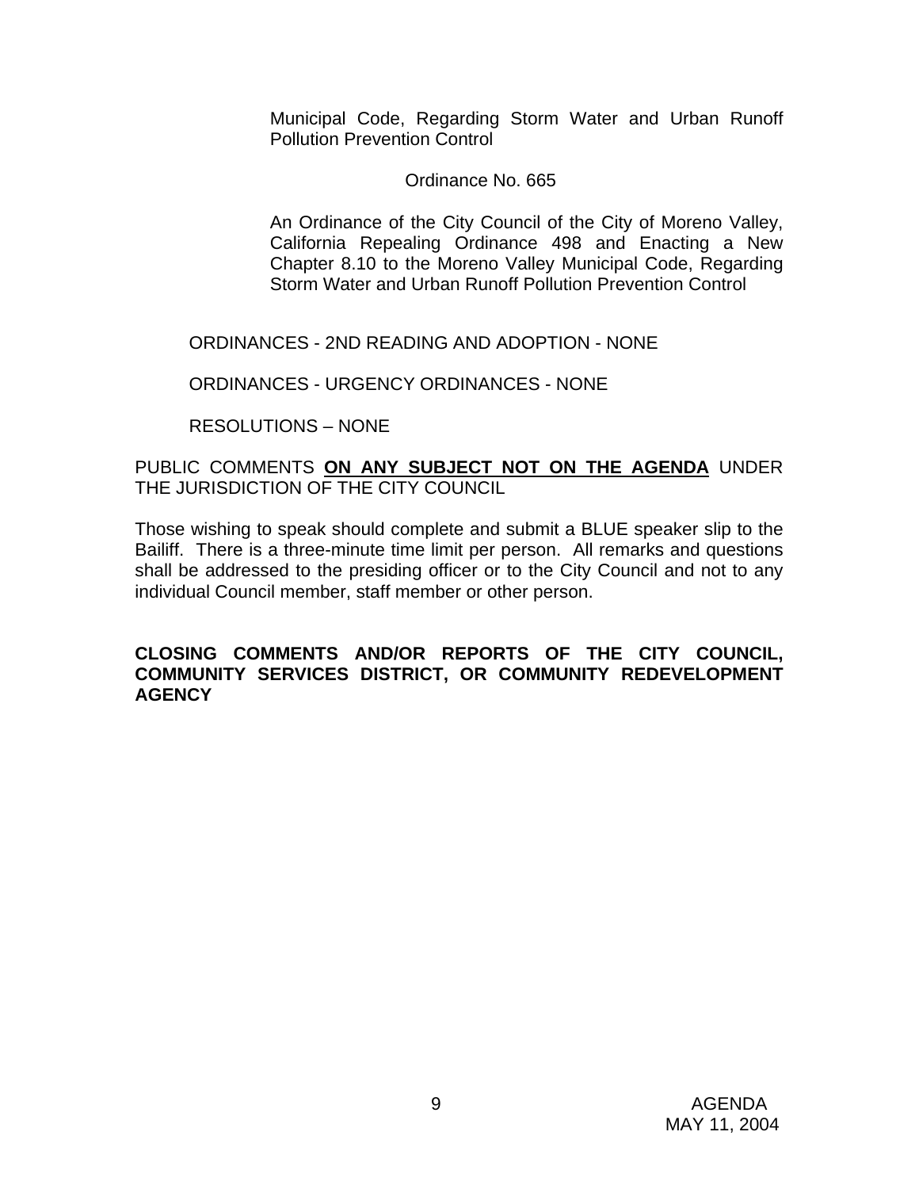Municipal Code, Regarding Storm Water and Urban Runoff Pollution Prevention Control

Ordinance No. 665

An Ordinance of the City Council of the City of Moreno Valley, California Repealing Ordinance 498 and Enacting a New Chapter 8.10 to the Moreno Valley Municipal Code, Regarding Storm Water and Urban Runoff Pollution Prevention Control

ORDINANCES - 2ND READING AND ADOPTION - NONE

ORDINANCES - URGENCY ORDINANCES - NONE

RESOLUTIONS – NONE

PUBLIC COMMENTS **ON ANY SUBJECT NOT ON THE AGENDA** UNDER THE JURISDICTION OF THE CITY COUNCIL

Those wishing to speak should complete and submit a BLUE speaker slip to the Bailiff. There is a three-minute time limit per person. All remarks and questions shall be addressed to the presiding officer or to the City Council and not to any individual Council member, staff member or other person.

**CLOSING COMMENTS AND/OR REPORTS OF THE CITY COUNCIL, COMMUNITY SERVICES DISTRICT, OR COMMUNITY REDEVELOPMENT AGENCY**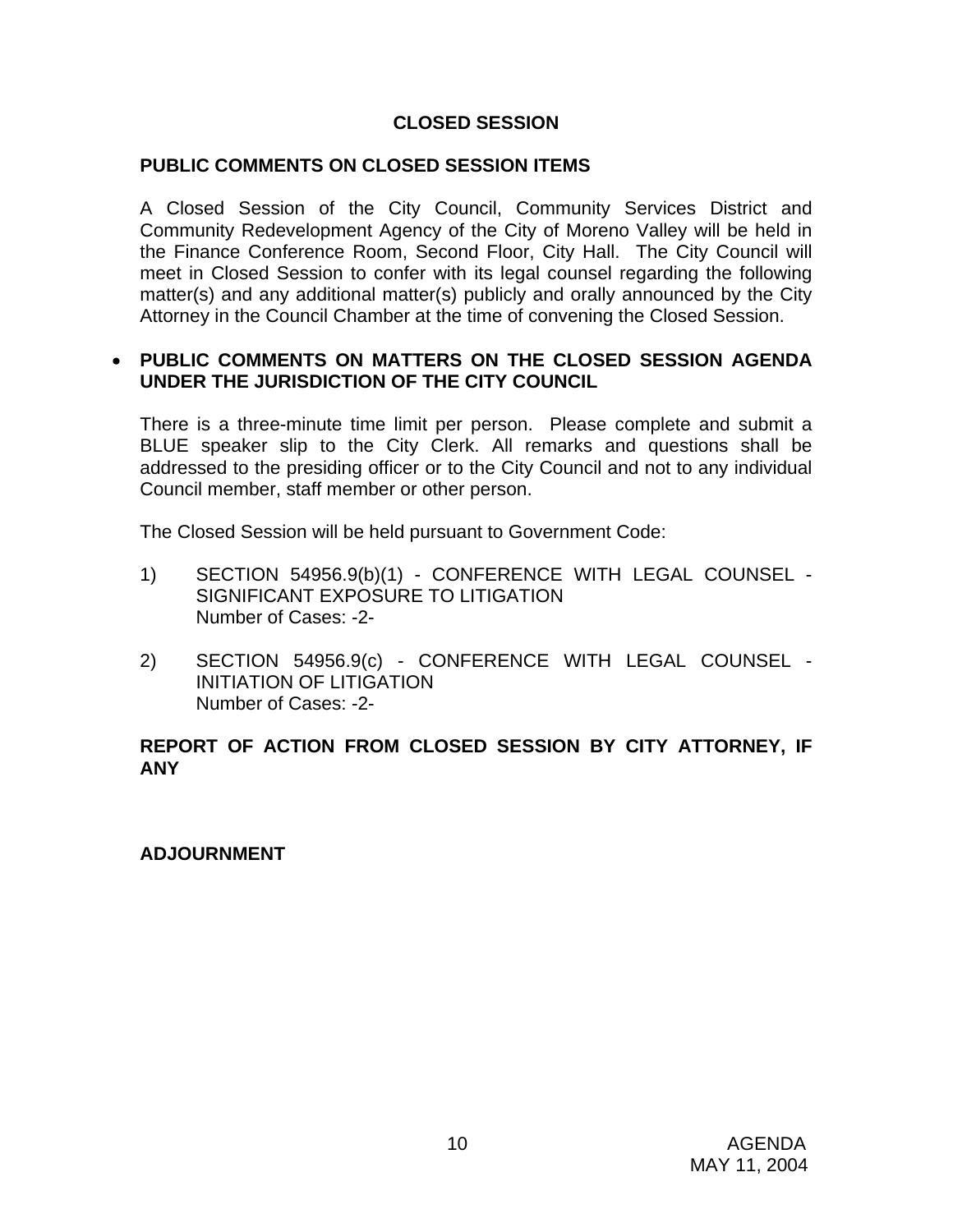**CLOSED SESSION**

**PUBLIC COMMENTS ON CLOSED SESSION ITEMS**

A Closed Session of the City Council, Community Services District and Community Redevelopment Agency of the City of Moreno Valley will be held in the Finance Conference Room, Second Floor, City Hall. The City Council will meet in Closed Session to confer with its legal counsel regarding the following matter(s) and any additional matter(s) publicly and orally announced by the City Attorney in the Council Chamber at the time of convening the Closed Session.

- **PUBLIC COMMENTS ON MATTERS ON THE CLOSED SESSION AGENDA UNDER THE JURISDICTION OF THE CITY COUNCIL**

There is a three-minute time limit per person. Please complete and submit a BLUE speaker slip to the City Clerk. All remarks and questions shall be addressed to the presiding officer or to the City Council and not to any individual Council member, staff member or other person.

The Closed Session will be held pursuant to Government Code:

1) SECTION 54956.9(b)(1) - CONFERENCE WITH LEGAL COUNSEL - SIGNIFICANT EXPOSURE TO LITIGATION
   Number of Cases: -2-

2) SECTION 54956.9(c) - CONFERENCE WITH LEGAL COUNSEL - INITIATION OF LITIGATION
   Number of Cases: -2-

**REPORT OF ACTION FROM CLOSED SESSION BY CITY ATTORNEY, IF ANY**

**ADJOURNMENT**